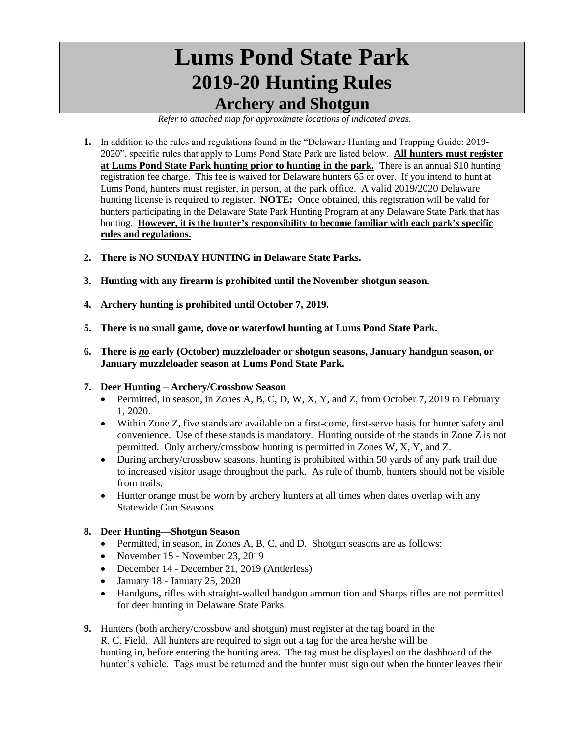# Lums Pond State Park
## 2019-20 Hunting Rules
### Archery and Shotgun

*Refer to attached map for approximate locations of indicated areas.*

1. In addition to the rules and regulations found in the "Delaware Hunting and Trapping Guide: 2019-2020", specific rules that apply to Lums Pond State Park are listed below. **<u>All hunters must register at Lums Pond State Park hunting prior to hunting in the park.</u>** There is an annual $10 hunting registration fee charge. This fee is waived for Delaware hunters 65 or over. If you intend to hunt at Lums Pond, hunters must register, in person, at the park office. A valid 2019/2020 Delaware hunting license is required to register. **NOTE:** Once obtained, this registration will be valid for hunters participating in the Delaware State Park Hunting Program at any Delaware State Park that has hunting. **<u>However, it is the hunter's responsibility to become familiar with each park's specific rules and regulations.</u>**

2. **There is NO SUNDAY HUNTING in Delaware State Parks.**

3. **Hunting with any firearm is prohibited until the November shotgun season.**

4. **Archery hunting is prohibited until October 7, 2019.**

5. **There is no small game, dove or waterfowl hunting at Lums Pond State Park.**

6. **There is *<u>no</u>* early (October) muzzleloader or shotgun seasons, January handgun season, or January muzzleloader season at Lums Pond State Park.**

7. **Deer Hunting – Archery/Crossbow Season**
   - Permitted, in season, in Zones A, B, C, D, W, X, Y, and Z, from October 7, 2019 to February 1, 2020.
   - Within Zone Z, five stands are available on a first-come, first-serve basis for hunter safety and convenience. Use of these stands is mandatory. Hunting outside of the stands in Zone Z is not permitted. Only archery/crossbow hunting is permitted in Zones W, X, Y, and Z.
   - During archery/crossbow seasons, hunting is prohibited within 50 yards of any park trail due to increased visitor usage throughout the park. As rule of thumb, hunters should not be visible from trails.
   - Hunter orange must be worn by archery hunters at all times when dates overlap with any Statewide Gun Seasons.

8. **Deer Hunting—Shotgun Season**
   - Permitted, in season, in Zones A, B, C, and D. Shotgun seasons are as follows:
   - November 15 - November 23, 2019
   - December 14 - December 21, 2019 (Antlerless)
   - January 18 - January 25, 2020
   - Handguns, rifles with straight-walled handgun ammunition and Sharps rifles are not permitted for deer hunting in Delaware State Parks.

9. Hunters (both archery/crossbow and shotgun) must register at the tag board in the R. C. Field. All hunters are required to sign out a tag for the area he/she will be hunting in, before entering the hunting area. The tag must be displayed on the dashboard of the hunter's vehicle. Tags must be returned and the hunter must sign out when the hunter leaves their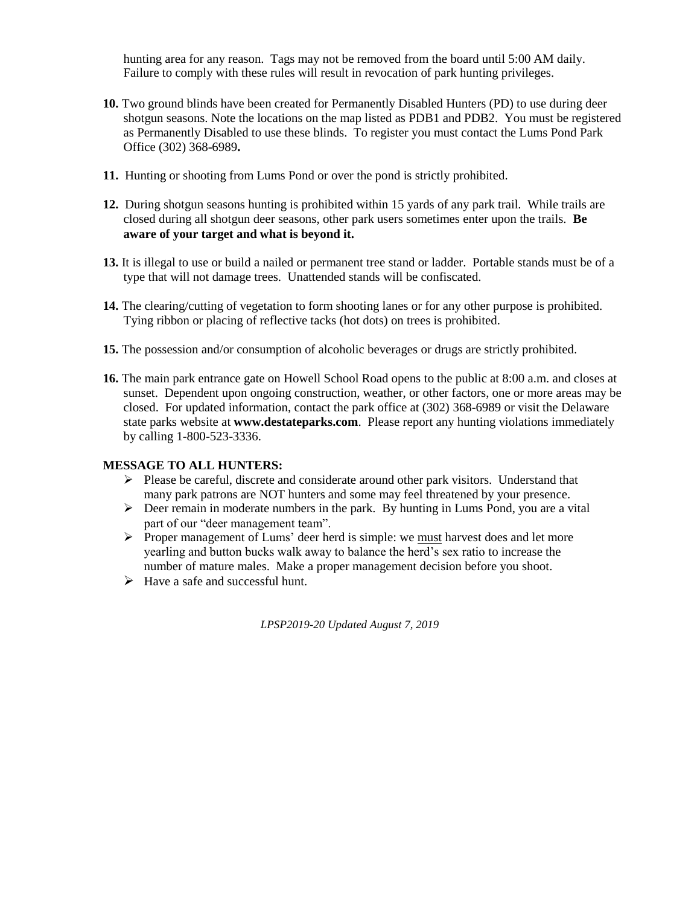hunting area for any reason. Tags may not be removed from the board until 5:00 AM daily. Failure to comply with these rules will result in revocation of park hunting privileges.

**10.** Two ground blinds have been created for Permanently Disabled Hunters (PD) to use during deer shotgun seasons. Note the locations on the map listed as PDB1 and PDB2. You must be registered as Permanently Disabled to use these blinds. To register you must contact the Lums Pond Park Office (302) 368-6989**.**

**11.** Hunting or shooting from Lums Pond or over the pond is strictly prohibited.

**12.** During shotgun seasons hunting is prohibited within 15 yards of any park trail. While trails are closed during all shotgun deer seasons, other park users sometimes enter upon the trails. **Be aware of your target and what is beyond it.**

**13.** It is illegal to use or build a nailed or permanent tree stand or ladder. Portable stands must be of a type that will not damage trees. Unattended stands will be confiscated.

**14.** The clearing/cutting of vegetation to form shooting lanes or for any other purpose is prohibited. Tying ribbon or placing of reflective tacks (hot dots) on trees is prohibited.

**15.** The possession and/or consumption of alcoholic beverages or drugs are strictly prohibited.

**16.** The main park entrance gate on Howell School Road opens to the public at 8:00 a.m. and closes at sunset. Dependent upon ongoing construction, weather, or other factors, one or more areas may be closed. For updated information, contact the park office at (302) 368-6989 or visit the Delaware state parks website at **www.destateparks.com**. Please report any hunting violations immediately by calling 1-800-523-3336.

**MESSAGE TO ALL HUNTERS:**

- Please be careful, discrete and considerate around other park visitors. Understand that many park patrons are NOT hunters and some may feel threatened by your presence.
- Deer remain in moderate numbers in the park. By hunting in Lums Pond, you are a vital part of our "deer management team".
- Proper management of Lums' deer herd is simple: we must harvest does and let more yearling and button bucks walk away to balance the herd's sex ratio to increase the number of mature males. Make a proper management decision before you shoot.
- Have a safe and successful hunt.

*LPSP2019-20 Updated August 7, 2019*